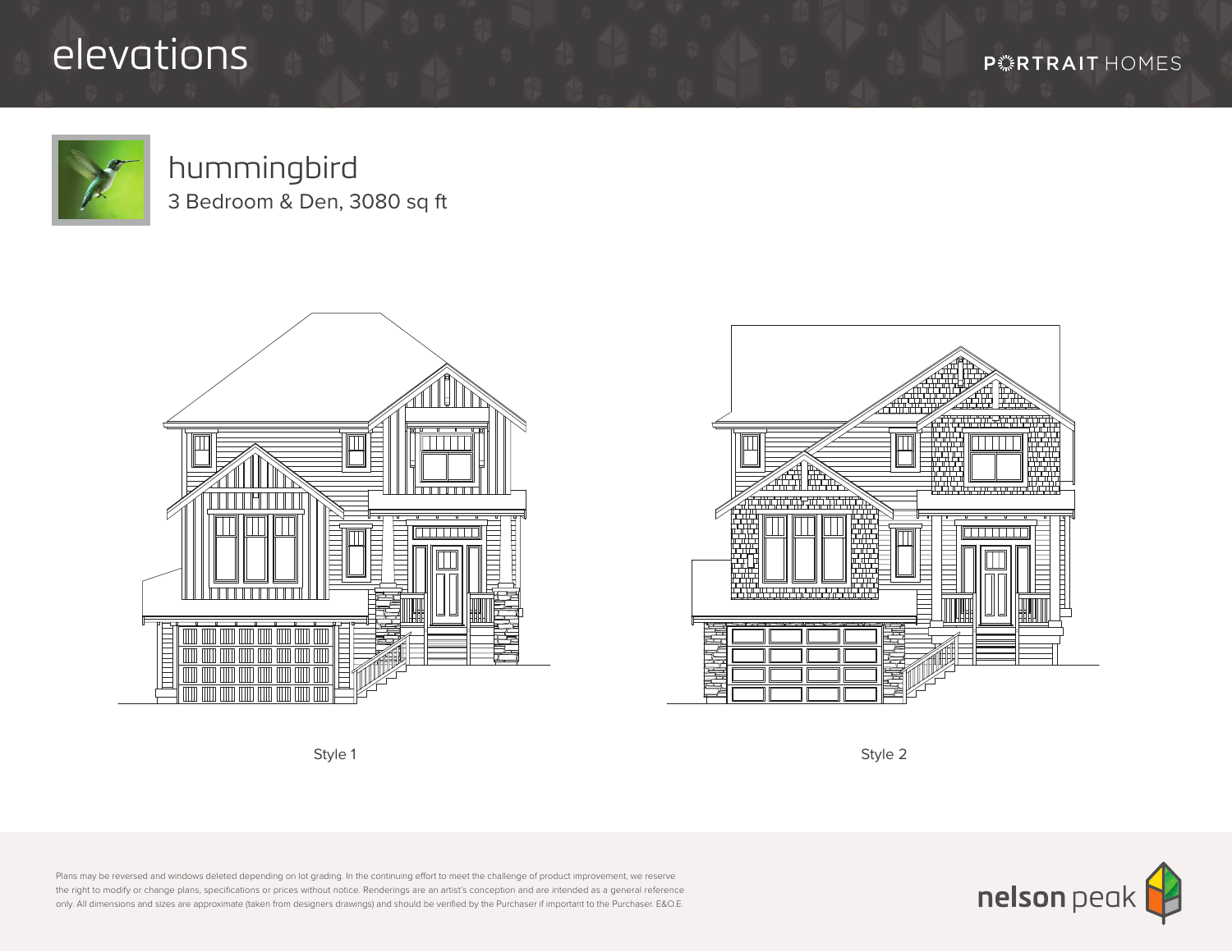# elevations

PORTRAIT HOMES

## hummingbird

3 Bedroom & Den, 3080 sq ft

Style 1

Style 2

Plans may be reversed and windows deleted depending on lot grading. In the continuing effort to meet the challenge of product improvement, we reserve the right to modify or change plans, specifications or prices without notice. Renderings are an artist's conception and are intended as a general reference only. All dimensions and sizes are approximate (taken from designers drawings) and should be verified by the Purchaser if important to the Purchaser. E&O.E.

nelson peak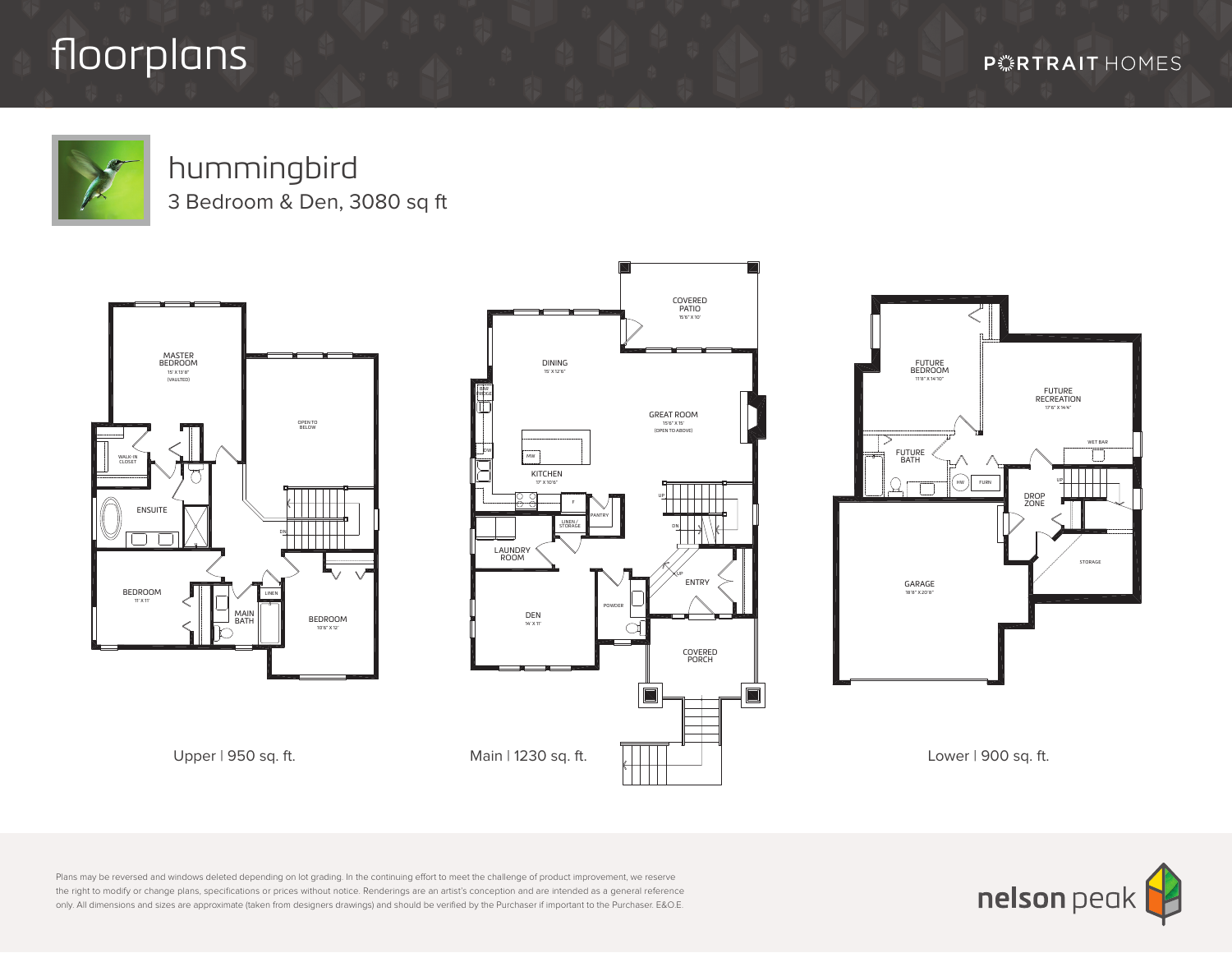# floorplans

PORTRAIT HOMES

## hummingbird

3 Bedroom & Den, 3080 sq ft

MASTER BEDROOM
15' X 13'8"
(VAULTED)

OPEN TO BELOW

WALK-IN CLOSET

ENSUITE

BEDROOM
11' X 11'

MAIN BATH

LINEN

BEDROOM
10'6" X 12'

DN

Upper | 950 sq. ft.

COVERED PATIO
15'6" X 10'

DINING
15' X 12'6"

BAR FRIDGE

DW

MW

KITCHEN
17' X 10'6"

F

PANTRY

LINEN / STORAGE

GREAT ROOM
15'6" X 15'
(OPEN TO ABOVE)

UP

DN

LAUNDRY ROOM

DEN
14' X 11'

POWDER

UP

ENTRY

COVERED PORCH

Main | 1230 sq. ft.

FUTURE BEDROOM
11'8" X 14'10"

FUTURE RECREATION
17'6" X 14'4"

WET BAR

FUTURE BATH

HW

FURN

UP

DROP ZONE

STORAGE

GARAGE
18'8" X 20'8"

Lower | 900 sq. ft.

Plans may be reversed and windows deleted depending on lot grading. In the continuing effort to meet the challenge of product improvement, we reserve the right to modify or change plans, specifications or prices without notice. Renderings are an artist's conception and are intended as a general reference only. All dimensions and sizes are approximate (taken from designers drawings) and should be verified by the Purchaser if important to the Purchaser. E&O.E.

nelson peak